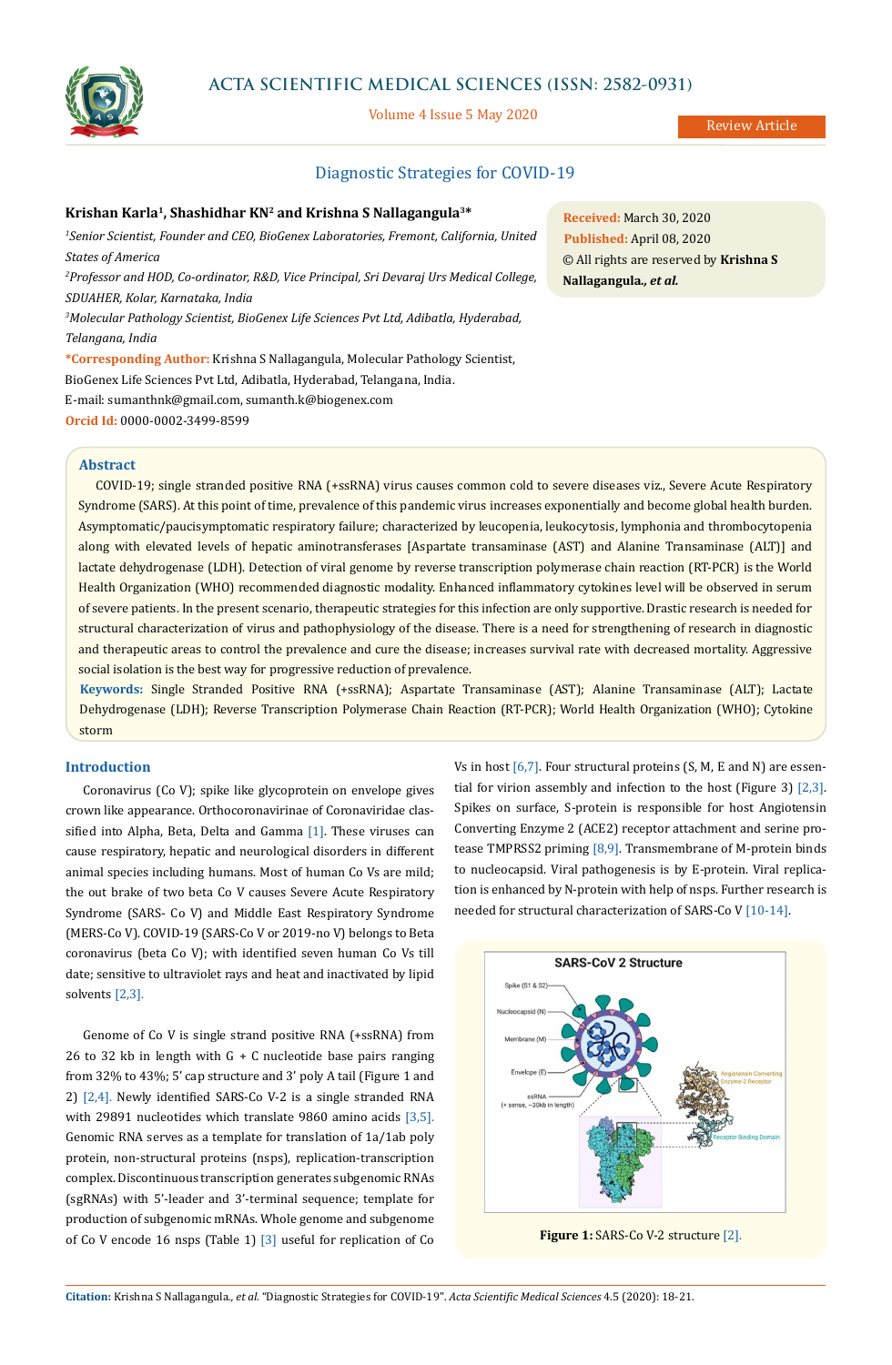# Diagnostic Strategies for COVID-19

**Krishan Karla[1], Shashidhar KN[2] and Krishna S Nallagangula[3]***

[1]*Senior Scientist, Founder and CEO, BioGenex Laboratories, Fremont, California, United States of America*

[2]*Professor and HOD, Co-ordinator, R&D, Vice Principal, Sri Devaraj Urs Medical College, SDUAHER, Kolar, Karnataka, India*

[3]*Molecular Pathology Scientist, BioGenex Life Sciences Pvt Ltd, Adibatla, Hyderabad, Telangana, India*

**\*Corresponding Author:** Krishna S Nallagangula, Molecular Pathology Scientist, BioGenex Life Sciences Pvt Ltd, Adibatla, Hyderabad, Telangana, India.
E-mail: sumanthnk@gmail.com, sumanth.k@biogenex.com

**Orcid Id:** 0000-0002-3499-8599

**Received:** March 30, 2020
**Published:** April 08, 2020
© All rights are reserved by **Krishna S Nallagangula., *et al.***

## Abstract

COVID-19; single stranded positive RNA (+ssRNA) virus causes common cold to severe diseases viz., Severe Acute Respiratory Syndrome (SARS). At this point of time, prevalence of this pandemic virus increases exponentially and become global health burden. Asymptomatic/paucisymptomatic respiratory failure; characterized by leucopenia, leukocytosis, lymphonia and thrombocytopenia along with elevated levels of hepatic aminotransferases [Aspartate transaminase (AST) and Alanine Transaminase (ALT)] and lactate dehydrogenase (LDH). Detection of viral genome by reverse transcription polymerase chain reaction (RT-PCR) is the World Health Organization (WHO) recommended diagnostic modality. Enhanced inflammatory cytokines level will be observed in serum of severe patients. In the present scenario, therapeutic strategies for this infection are only supportive. Drastic research is needed for structural characterization of virus and pathophysiology of the disease. There is a need for strengthening of research in diagnostic and therapeutic areas to control the prevalence and cure the disease; increases survival rate with decreased mortality. Aggressive social isolation is the best way for progressive reduction of prevalence.

**Keywords:** Single Stranded Positive RNA (+ssRNA); Aspartate Transaminase (AST); Alanine Transaminase (ALT); Lactate Dehydrogenase (LDH); Reverse Transcription Polymerase Chain Reaction (RT-PCR); World Health Organization (WHO); Cytokine storm

## Introduction

Coronavirus (Co V); spike like glycoprotein on envelope gives crown like appearance. Orthocoronavirinae of Coronaviridae classified into Alpha, Beta, Delta and Gamma [1]. These viruses can cause respiratory, hepatic and neurological disorders in different animal species including humans. Most of human Co Vs are mild; the out brake of two beta Co V causes Severe Acute Respiratory Syndrome (SARS- Co V) and Middle East Respiratory Syndrome (MERS-Co V). COVID-19 (SARS-Co V or 2019-no V) belongs to Beta coronavirus (beta Co V); with identified seven human Co Vs till date; sensitive to ultraviolet rays and heat and inactivated by lipid solvents [2,3].

Genome of Co V is single strand positive RNA (+ssRNA) from 26 to 32 kb in length with G + C nucleotide base pairs ranging from 32% to 43%; 5' cap structure and 3' poly A tail (Figure 1 and 2) [2,4]. Newly identified SARS-Co V-2 is a single stranded RNA with 29891 nucleotides which translate 9860 amino acids [3,5]. Genomic RNA serves as a template for translation of 1a/1ab poly protein, non-structural proteins (nsps), replication-transcription complex. Discontinuous transcription generates subgenomic RNAs (sgRNAs) with 5'-leader and 3'-terminal sequence; template for production of subgenomic mRNAs. Whole genome and subgenome of Co V encode 16 nsps (Table 1) [3] useful for replication of Co Vs in host [6,7]. Four structural proteins (S, M, E and N) are essential for virion assembly and infection to the host (Figure 3) [2,3]. Spikes on surface, S-protein is responsible for host Angiotensin Converting Enzyme 2 (ACE2) receptor attachment and serine protease TMPRSS2 priming [8,9]. Transmembrane of M-protein binds to nucleocapsid. Viral pathogenesis is by E-protein. Viral replication is enhanced by N-protein with help of nsps. Further research is needed for structural characterization of SARS-Co V [10-14].

**Figure 1:** SARS-Co V-2 structure [2].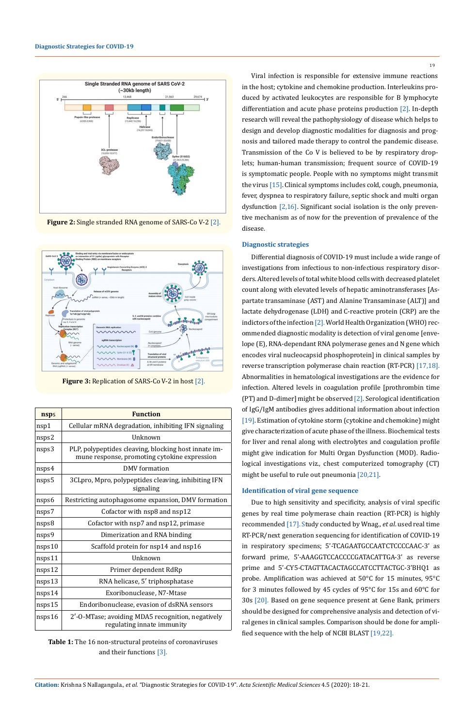**Figure 2:** Single stranded RNA genome of SARS-Co V-2 [2].

**Figure 3:** Replication of SARS-Co V-2 in host [2].

| nsps | Function |
|---|---|
| nsp1 | Cellular mRNA degradation, inhibiting IFN signaling |
| nsps2 | Unknown |
| nsps3 | PLP, polypeptides cleaving, blocking host innate immune response, promoting cytokine expression |
| nsps4 | DMV formation |
| nsps5 | 3CLpro, Mpro, polypeptides cleaving, inhibiting IFN signaling |
| nsps6 | Restricting autophagosome expansion, DMV formation |
| nsps7 | Cofactor with nsp8 and nsp12 |
| nsps8 | Cofactor with nsp7 and nsp12, primase |
| nsps9 | Dimerization and RNA binding |
| nsps10 | Scaffold protein for nsp14 and nsp16 |
| nsps11 | Unknown |
| nsps12 | Primer dependent RdRp |
| nsps13 | RNA helicase, 5′ triphosphatase |
| nsps14 | Exoribonuclease, N7-Mtase |
| nsps15 | Endoribonuclease, evasion of dsRNA sensors |
| nsps16 | 2′-O-MTase; avoiding MDA5 recognition, negatively regulating innate immunity |

**Table 1:** The 16 non-structural proteins of coronaviruses and their functions [3].

Viral infection is responsible for extensive immune reactions in the host; cytokine and chemokine production. Interleukins produced by activated leukocytes are responsible for B lymphocyte differentiation and acute phase proteins production [2]. In-depth research will reveal the pathophysiology of disease which helps to design and develop diagnostic modalities for diagnosis and prognosis and tailored made therapy to control the pandemic disease. Transmission of the Co V is believed to be by respiratory droplets; human-human transmission; frequent source of COVID-19 is symptomatic people. People with no symptoms might transmit the virus [15]. Clinical symptoms includes cold, cough, pneumonia, fever, dyspnea to respiratory failure, septic shock and multi organ dysfunction [2,16]. Significant social isolation is the only preventive mechanism as of now for the prevention of prevalence of the disease.

## Diagnostic strategies

Differential diagnosis of COVID-19 must include a wide range of investigations from infectious to non-infectious respiratory disorders. Altered levels of total white blood cells with decreased platelet count along with elevated levels of hepatic aminotransferases [Aspartate transaminase (AST) and Alanine Transaminase (ALT)] and lactate dehydrogenase (LDH) and C-reactive protein (CRP) are the indictors of the infection [2]. World Health Organization (WHO) recommended diagnostic modality is detection of viral genome [envelope (E), RNA-dependant RNA polymerase genes and N gene which encodes viral nucleocapsid phosphoprotein] in clinical samples by reverse transcription polymerase chain reaction (RT-PCR) [17,18]. Abnormalities in hematological investigations are the evidence for infection. Altered levels in coagulation profile [prothrombin time (PT) and D-dimer] might be observed [2]. Serological identification of IgG/IgM antibodies gives additional information about infection [19]. Estimation of cytokine storm (cytokine and chemokine) might give characterization of acute phase of the illness. Biochemical tests for liver and renal along with electrolytes and coagulation profile might give indication for Multi Organ Dysfunction (MOD). Radiological investigations viz., chest computerized tomography (CT) might be useful to rule out pneumonia [20,21].

## Identification of viral gene sequence

Due to high sensitivity and specificity, analysis of viral specific genes by real time polymerase chain reaction (RT-PCR) is highly recommended [17]. Study conducted by Wnag., *et al.* used real time RT-PCR/next generation sequencing for identification of COVID-19 in respiratory specimens; 5'-TCAGAATGCCAATCTCCCCAAC-3' as forward prime, 5'-AAAGGTCCACCCCGATACATTGA-3' as reverse prime and 5'-CY5-CTAGTTACACTAGCCATCCTTACTGC-3'BHQ1 as probe. Amplification was achieved at 50°C for 15 minutes, 95°C for 3 minutes followed by 45 cycles of 95°C for 15s and 60°C for 30s [20]. Based on gene sequence present at Gene Bank, primers should be designed for comprehensive analysis and detection of viral genes in clinical samples. Comparison should be done for amplified sequence with the help of NCBI BLAST [19,22].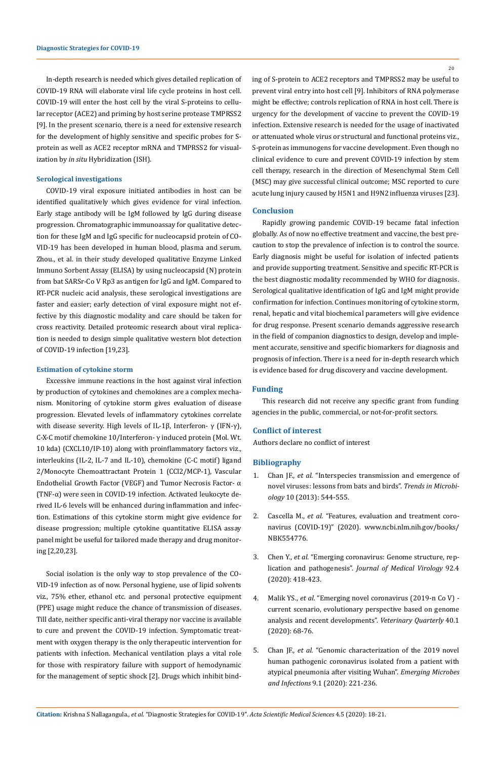In-depth research is needed which gives detailed replication of COVID-19 RNA will elaborate viral life cycle proteins in host cell. COVID-19 will enter the host cell by the viral S-proteins to cellular receptor (ACE2) and priming by host serine protease TMPRSS2 [9]. In the present scenario, there is a need for extensive research for the development of highly sensitive and specific probes for S-protein as well as ACE2 receptor mRNA and TMPRSS2 for visualization by *in situ* Hybridization (ISH).

### Serological investigations

COVID-19 viral exposure initiated antibodies in host can be identified qualitatively which gives evidence for viral infection. Early stage antibody will be IgM followed by IgG during disease progression. Chromatographic immunoassay for qualitative detection for these IgM and IgG specific for nucleocapsid protein of COVID-19 has been developed in human blood, plasma and serum. Zhou., et al. in their study developed qualitative Enzyme Linked Immuno Sorbent Assay (ELISA) by using nucleocapsid (N) protein from bat SARSr-Co V Rp3 as antigen for IgG and IgM. Compared to RT-PCR nucleic acid analysis, these serological investigations are faster and easier; early detection of viral exposure might not effective by this diagnostic modality and care should be taken for cross reactivity. Detailed proteomic research about viral replication is needed to design simple qualitative western blot detection of COVID-19 infection [19,23].

### Estimation of cytokine storm

Excessive immune reactions in the host against viral infection by production of cytokines and chemokines are a complex mechanism. Monitoring of cytokine storm gives evaluation of disease progression. Elevated levels of inflammatory cytokines correlate with disease severity. High levels of IL-1β, Interferon- γ (IFN-γ), C-X-C motif chemokine 10/Interferon- γ induced protein (Mol. Wt. 10 kda) (CXCL10/IP-10) along with proinflammatory factors viz., interleukins (IL-2, IL-7 and IL-10), chemokine (C-C motif) ligand 2/Monocyte Chemoattractant Protein 1 (CCl2/MCP-1), Vascular Endothelial Growth Factor (VEGF) and Tumor Necrosis Factor- α (TNF-α) were seen in COVID-19 infection. Activated leukocyte derived IL-6 levels will be enhanced during inflammation and infection. Estimations of this cytokine storm might give evidence for disease progression; multiple cytokine quantitative ELISA assay panel might be useful for tailored made therapy and drug monitoring [2,20,23].

Social isolation is the only way to stop prevalence of the COVID-19 infection as of now. Personal hygiene, use of lipid solvents viz., 75% ether, ethanol etc. and personal protective equipment (PPE) usage might reduce the chance of transmission of diseases. Till date, neither specific anti-viral therapy nor vaccine is available to cure and prevent the COVID-19 infection. Symptomatic treatment with oxygen therapy is the only therapeutic intervention for patients with infection. Mechanical ventilation plays a vital role for those with respiratory failure with support of hemodynamic for the management of septic shock [2]. Drugs which inhibit binding of S-protein to ACE2 receptors and TMPRSS2 may be useful to prevent viral entry into host cell [9]. Inhibitors of RNA polymerase might be effective; controls replication of RNA in host cell. There is urgency for the development of vaccine to prevent the COVID-19 infection. Extensive research is needed for the usage of inactivated or attenuated whole virus or structural and functional proteins viz., S-protein as immunogens for vaccine development. Even though no clinical evidence to cure and prevent COVID-19 infection by stem cell therapy, research in the direction of Mesenchymal Stem Cell (MSC) may give successful clinical outcome; MSC reported to cure acute lung injury caused by H5N1 and H9N2 influenza viruses [23].

## Conclusion

Rapidly growing pandemic COVID-19 became fatal infection globally. As of now no effective treatment and vaccine, the best precaution to stop the prevalence of infection is to control the source. Early diagnosis might be useful for isolation of infected patients and provide supporting treatment. Sensitive and specific RT-PCR is the best diagnostic modality recommended by WHO for diagnosis. Serological qualitative identification of IgG and IgM might provide confirmation for infection. Continues monitoring of cytokine storm, renal, hepatic and vital biochemical parameters will give evidence for drug response. Present scenario demands aggressive research in the field of companion diagnostics to design, develop and implement accurate, sensitive and specific biomarkers for diagnosis and prognosis of infection. There is a need for in-depth research which is evidence based for drug discovery and vaccine development.

## Funding

This research did not receive any specific grant from funding agencies in the public, commercial, or not-for-profit sectors.

## Conflict of interest

Authors declare no conflict of interest

## Bibliography

1. Chan JF., *et al*. "Interspecies transmission and emergence of novel viruses: lessons from bats and birds". *Trends in Microbiology* 10 (2013): 544-555.
2. Cascella M., *et al*. "Features, evaluation and treatment coronavirus (COVID-19)" (2020). www.ncbi.nlm.nih.gov/books/NBK554776.
3. Chen Y., *et al*. "Emerging coronavirus: Genome structure, replication and pathogenesis". *Journal of Medical Virology* 92.4 (2020): 418-423.
4. Malik YS., *et al*. "Emerging novel coronavirus (2019-n Co V) - current scenario, evolutionary perspective based on genome analysis and recent developments". *Veterinary Quarterly* 40.1 (2020): 68-76.
5. Chan JF., *et al*. "Genomic characterization of the 2019 novel human pathogenic coronavirus isolated from a patient with atypical pneumonia after visiting Wuhan". *Emerging Microbes and Infections* 9.1 (2020): 221-236.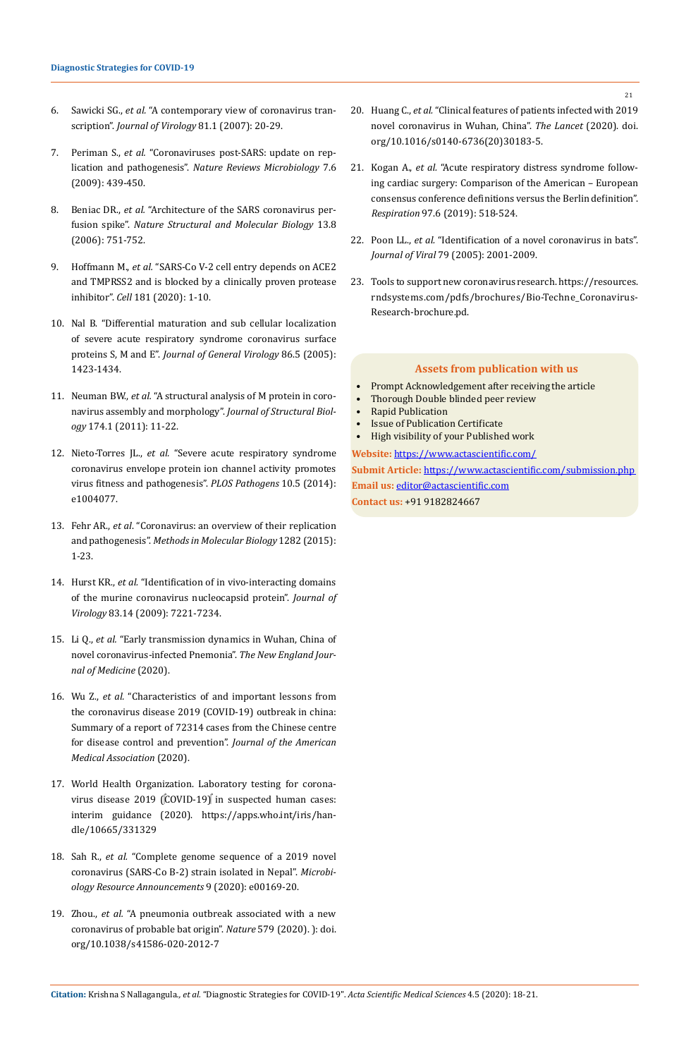6. Sawicki SG., *et al.* "A contemporary view of coronavirus transcription". *Journal of Virology* 81.1 (2007): 20-29.

7. Periman S., *et al.* "Coronaviruses post-SARS: update on replication and pathogenesis". *Nature Reviews Microbiology* 7.6 (2009): 439-450.

8. Beniac DR., *et al.* "Architecture of the SARS coronavirus perfusion spike". *Nature Structural and Molecular Biology* 13.8 (2006): 751-752.

9. Hoffmann M., *et al.* "SARS-Co V-2 cell entry depends on ACE2 and TMPRSS2 and is blocked by a clinically proven protease inhibitor". *Cell* 181 (2020): 1-10.

10. Nal B. "Differential maturation and sub cellular localization of severe acute respiratory syndrome coronavirus surface proteins S, M and E". *Journal of General Virology* 86.5 (2005): 1423-1434.

11. Neuman BW., *et al.* "A structural analysis of M protein in coronavirus assembly and morphology". *Journal of Structural Biology* 174.1 (2011): 11-22.

12. Nieto-Torres JL., *et al.* "Severe acute respiratory syndrome coronavirus envelope protein ion channel activity promotes virus fitness and pathogenesis". *PLOS Pathogens* 10.5 (2014): e1004077.

13. Fehr AR., *et al.* "Coronavirus: an overview of their replication and pathogenesis". *Methods in Molecular Biology* 1282 (2015): 1-23.

14. Hurst KR., *et al.* "Identification of in vivo-interacting domains of the murine coronavirus nucleocapsid protein". *Journal of Virology* 83.14 (2009): 7221-7234.

15. Li Q., *et al.* "Early transmission dynamics in Wuhan, China of novel coronavirus-infected Pnemonia". *The New England Journal of Medicine* (2020).

16. Wu Z., *et al.* "Characteristics of and important lessons from the coronavirus disease 2019 (COVID-19) outbreak in china: Summary of a report of 72314 cases from the Chinese centre for disease control and prevention". *Journal of the American Medical Association* (2020).

17. World Health Organization. Laboratory testing for coronavirus disease 2019 (COVID-19) in suspected human cases: interim guidance (2020). https://apps.who.int/iris/handle/10665/331329

18. Sah R., *et al.* "Complete genome sequence of a 2019 novel coronavirus (SARS-Co B-2) strain isolated in Nepal". *Microbiology Resource Announcements* 9 (2020): e00169-20.

19. Zhou., *et al.* "A pneumonia outbreak associated with a new coronavirus of probable bat origin". *Nature* 579 (2020). ): doi.org/10.1038/s41586-020-2012-7

20. Huang C., *et al.* "Clinical features of patients infected with 2019 novel coronavirus in Wuhan, China". *The Lancet* (2020). doi.org/10.1016/s0140-6736(20)30183-5.

21. Kogan A., *et al.* "Acute respiratory distress syndrome following cardiac surgery: Comparison of the American – European consensus conference definitions versus the Berlin definition". *Respiration* 97.6 (2019): 518-524.

22. Poon LL., *et al.* "Identification of a novel coronavirus in bats". *Journal of Viral* 79 (2005): 2001-2009.

23. Tools to support new coronavirus research. https://resources.rndsystems.com/pdfs/brochures/Bio-Techne_Coronavirus-Research-brochure.pd.

**Assets from publication with us**

- Prompt Acknowledgement after receiving the article
- Thorough Double blinded peer review
- Rapid Publication
- Issue of Publication Certificate
- High visibility of your Published work

**Website:** https://www.actascientific.com/

**Submit Article:** https://www.actascientific.com/submission.php

**Email us:** editor@actascientific.com

**Contact us:** +91 9182824667